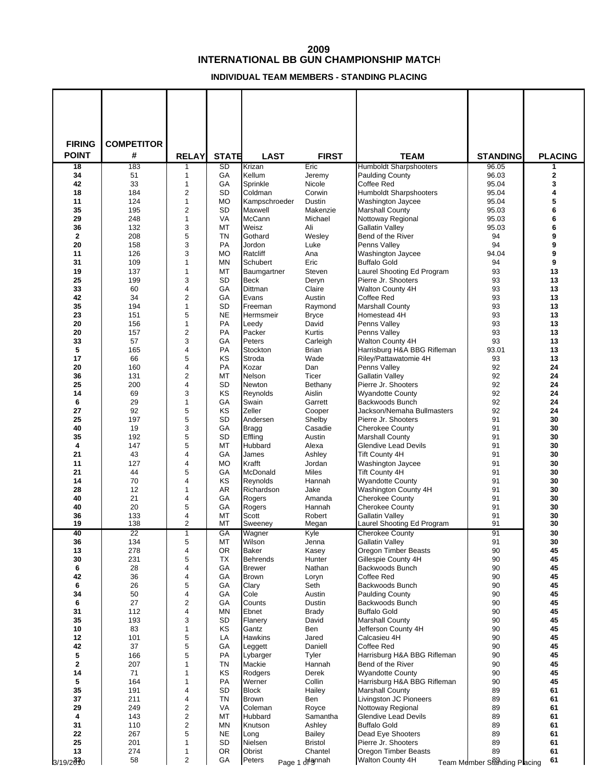# 2009
# INTERNATIONAL BB GUN CHAMPIONSHIP MATCH

### INDIVIDUAL TEAM MEMBERS - STANDING PLACING

| FIRING POINT | COMPETITOR # | RELAY | STATE | LAST | FIRST | TEAM | STANDING | PLACING |
|---|---|---|---|---|---|---|---|---|
| 18 | 183 | 1 | SD | Krizan | Eric | Humboldt Sharpshooters | 96.05 | 1 |
| 34 | 51 | 1 | GA | Kellum | Jeremy | Paulding County | 96.03 | 2 |
| 42 | 33 | 1 | GA | Sprinkle | Nicole | Coffee Red | 95.04 | 3 |
| 18 | 184 | 2 | SD | Coldman | Corwin | Humboldt Sharpshooters | 95.04 | 4 |
| 11 | 124 | 1 | MO | Kampschroeder | Dustin | Washington Jaycee | 95.04 | 5 |
| 35 | 195 | 2 | SD | Maxwell | Makenzie | Marshall County | 95.03 | 6 |
| 29 | 248 | 1 | VA | McCann | Michael | Nottoway Regional | 95.03 | 6 |
| 36 | 132 | 3 | MT | Weisz | Ali | Gallatin Valley | 95.03 | 6 |
| 2 | 208 | 5 | TN | Gothard | Wesley | Bend of the River | 94 | 9 |
| 20 | 158 | 3 | PA | Jordon | Luke | Penns Valley | 94 | 9 |
| 11 | 126 | 3 | MO | Ratcliff | Ana | Washington Jaycee | 94.04 | 9 |
| 31 | 109 | 1 | MN | Schubert | Eric | Buffalo Gold | 94 | 9 |
| 19 | 137 | 1 | MT | Baumgartner | Steven | Laurel Shooting Ed Program | 93 | 13 |
| 25 | 199 | 3 | SD | Beck | Deryn | Pierre Jr. Shooters | 93 | 13 |
| 33 | 60 | 4 | GA | Dittman | Claire | Walton County 4H | 93 | 13 |
| 42 | 34 | 2 | GA | Evans | Austin | Coffee Red | 93 | 13 |
| 35 | 194 | 1 | SD | Freeman | Raymond | Marshall County | 93 | 13 |
| 23 | 151 | 5 | NE | Hermsmeir | Bryce | Homestead 4H | 93 | 13 |
| 20 | 156 | 1 | PA | Leedy | David | Penns Valley | 93 | 13 |
| 20 | 157 | 2 | PA | Packer | Kurtis | Penns Valley | 93 | 13 |
| 33 | 57 | 3 | GA | Peters | Carleigh | Walton County 4H | 93 | 13 |
| 5 | 165 | 4 | PA | Stockton | Brian | Harrisburg H&A BBG Rifleman | 93.01 | 13 |
| 17 | 66 | 5 | KS | Stroda | Wade | Riley/Pattawatomie 4H | 93 | 13 |
| 20 | 160 | 4 | PA | Kozar | Dan | Penns Valley | 92 | 24 |
| 36 | 131 | 2 | MT | Nelson | Ticer | Gallatin Valley | 92 | 24 |
| 25 | 200 | 4 | SD | Newton | Bethany | Pierre Jr. Shooters | 92 | 24 |
| 14 | 69 | 3 | KS | Reynolds | Aislin | Wyandotte County | 92 | 24 |
| 6 | 29 | 1 | GA | Swain | Garrett | Backwoods Bunch | 92 | 24 |
| 27 | 92 | 5 | KS | Zeller | Cooper | Jackson/Nemaha Bullmasters | 92 | 24 |
| 25 | 197 | 5 | SD | Andersen | Shelby | Pierre Jr. Shooters | 91 | 30 |
| 40 | 19 | 3 | GA | Bragg | Casadie | Cherokee County | 91 | 30 |
| 35 | 192 | 5 | SD | Effling | Austin | Marshall County | 91 | 30 |
| 4 | 147 | 5 | MT | Hubbard | Alexa | Glendive Lead Devils | 91 | 30 |
| 21 | 43 | 4 | GA | James | Ashley | Tift County 4H | 91 | 30 |
| 11 | 127 | 4 | MO | Krafft | Jordan | Washington Jaycee | 91 | 30 |
| 21 | 44 | 5 | GA | McDonald | Miles | Tift County 4H | 91 | 30 |
| 14 | 70 | 4 | KS | Reynolds | Hannah | Wyandotte County | 91 | 30 |
| 28 | 12 | 1 | AR | Richardson | Jake | Washington County 4H | 91 | 30 |
| 40 | 21 | 4 | GA | Rogers | Amanda | Cherokee County | 91 | 30 |
| 40 | 20 | 5 | GA | Rogers | Hannah | Cherokee County | 91 | 30 |
| 36 | 133 | 4 | MT | Scott | Robert | Gallatin Valley | 91 | 30 |
| 19 | 138 | 2 | MT | Sweeney | Megan | Laurel Shooting Ed Program | 91 | 30 |
| 40 | 22 | 1 | GA | Wagner | Kyle | Cherokee County | 91 | 30 |
| 36 | 134 | 5 | MT | Wilson | Jenna | Gallatin Valley | 91 | 30 |
| 13 | 278 | 4 | OR | Baker | Kasey | Oregon Timber Beasts | 90 | 45 |
| 30 | 231 | 5 | TX | Behrends | Hunter | Gillespie County 4H | 90 | 45 |
| 6 | 28 | 4 | GA | Brewer | Nathan | Backwoods Bunch | 90 | 45 |
| 42 | 36 | 4 | GA | Brown | Loryn | Coffee Red | 90 | 45 |
| 6 | 26 | 5 | GA | Clary | Seth | Backwoods Bunch | 90 | 45 |
| 34 | 50 | 4 | GA | Cole | Austin | Paulding County | 90 | 45 |
| 6 | 27 | 2 | GA | Counts | Dustin | Backwoods Bunch | 90 | 45 |
| 31 | 112 | 4 | MN | Ebnet | Brady | Buffalo Gold | 90 | 45 |
| 35 | 193 | 3 | SD | Flanery | David | Marshall County | 90 | 45 |
| 10 | 83 | 1 | KS | Gantz | Ben | Jefferson County 4H | 90 | 45 |
| 12 | 101 | 5 | LA | Hawkins | Jared | Calcasieu 4H | 90 | 45 |
| 42 | 37 | 5 | GA | Leggett | Daniell | Coffee Red | 90 | 45 |
| 5 | 166 | 5 | PA | Lybarger | Tyler | Harrisburg H&A BBG Rifleman | 90 | 45 |
| 2 | 207 | 1 | TN | Mackie | Hannah | Bend of the River | 90 | 45 |
| 14 | 71 | 1 | KS | Rodgers | Derek | Wyandotte County | 90 | 45 |
| 5 | 164 | 1 | PA | Werner | Collin | Harrisburg H&A BBG Rifleman | 90 | 45 |
| 35 | 191 | 4 | SD | Block | Hailey | Marshall County | 89 | 61 |
| 37 | 211 | 4 | TN | Brown | Ben | Livingston JC Pioneers | 89 | 61 |
| 29 | 249 | 2 | VA | Coleman | Royce | Nottoway Regional | 89 | 61 |
| 4 | 143 | 2 | MT | Hubbard | Samantha | Glendive Lead Devils | 89 | 61 |
| 31 | 110 | 2 | MN | Knutson | Ashley | Buffalo Gold | 89 | 61 |
| 22 | 267 | 5 | NE | Long | Bailey | Dead Eye Shooters | 89 | 61 |
| 25 | 201 | 1 | SD | Nielsen | Bristol | Pierre Jr. Shooters | 89 | 61 |
| 13 | 274 | 1 | OR | Obrist | Chantel | Oregon Timber Beasts | 89 | 61 |
| 33 | 58 | 2 | GA | Peters | Hannah | Walton County 4H | 89 | 61 |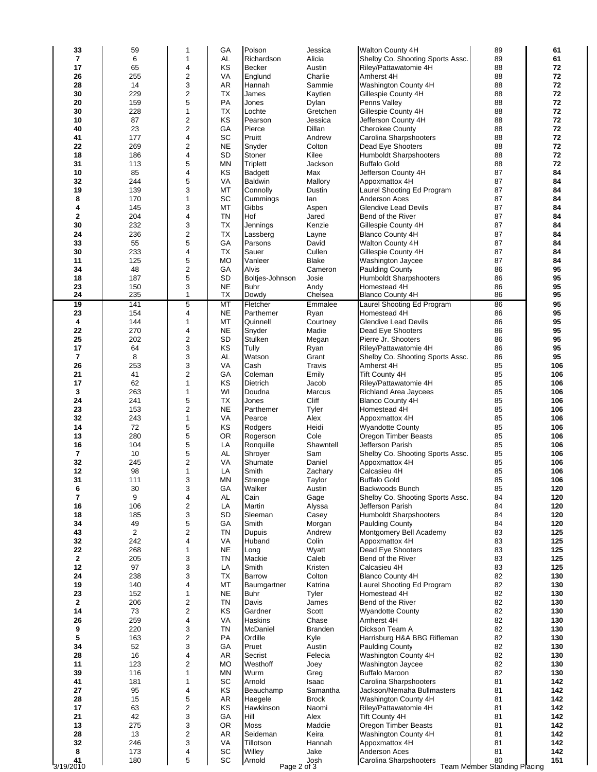| | | | | | | | | |
|---|---|---|---|---|---|---|---|---|
| **33** | 59 | 1 | GA | Polson | Jessica | Walton County 4H | 89 | **61** |
| **7** | 6 | 1 | AL | Richardson | Alicia | Shelby Co. Shooting Sports Assc. | 89 | **61** |
| **17** | 65 | 4 | KS | Becker | Austin | Riley/Pattawatomie 4H | 88 | **72** |
| **26** | 255 | 2 | VA | Englund | Charlie | Amherst 4H | 88 | **72** |
| **28** | 14 | 3 | AR | Hannah | Sammie | Washington County 4H | 88 | **72** |
| **30** | 229 | 2 | TX | James | Kaytlen | Gillespie County 4H | 88 | **72** |
| **20** | 159 | 5 | PA | Jones | Dylan | Penns Valley | 88 | **72** |
| **30** | 228 | 1 | TX | Lochte | Gretchen | Gillespie County 4H | 88 | **72** |
| **10** | 87 | 2 | KS | Pearson | Jessica | Jefferson County 4H | 88 | **72** |
| **40** | 23 | 2 | GA | Pierce | Dillan | Cherokee County | 88 | **72** |
| **41** | 177 | 4 | SC | Pruitt | Andrew | Carolina Sharpshooters | 88 | **72** |
| **22** | 269 | 2 | NE | Snyder | Colton | Dead Eye Shooters | 88 | **72** |
| **18** | 186 | 4 | SD | Stoner | Kilee | Humboldt Sharpshooters | 88 | **72** |
| **31** | 113 | 5 | MN | Triplett | Jackson | Buffalo Gold | 88 | **72** |
| **10** | 85 | 4 | KS | Badgett | Max | Jefferson County 4H | 87 | **84** |
| **32** | 244 | 5 | VA | Baldwin | Mallory | Appoxmattox 4H | 87 | **84** |
| **19** | 139 | 3 | MT | Connolly | Dustin | Laurel Shooting Ed Program | 87 | **84** |
| **8** | 170 | 1 | SC | Cummings | Ian | Anderson Aces | 87 | **84** |
| **4** | 145 | 3 | MT | Gibbs | Aspen | Glendive Lead Devils | 87 | **84** |
| **2** | 204 | 4 | TN | Hof | Jared | Bend of the River | 87 | **84** |
| **30** | 232 | 3 | TX | Jennings | Kenzie | Gillespie County 4H | 87 | **84** |
| **24** | 236 | 2 | TX | Lassberg | Layne | Blanco County 4H | 87 | **84** |
| **33** | 55 | 5 | GA | Parsons | David | Walton County 4H | 87 | **84** |
| **30** | 233 | 4 | TX | Sauer | Cullen | Gillespie County 4H | 87 | **84** |
| **11** | 125 | 5 | MO | Vanleer | Blake | Washington Jaycee | 87 | **84** |
| **34** | 48 | 2 | GA | Alvis | Cameron | Paulding County | 86 | **95** |
| **18** | 187 | 5 | SD | Boltjes-Johnson | Josie | Humboldt Sharpshooters | 86 | **95** |
| **23** | 150 | 3 | NE | Buhr | Andy | Homestead 4H | 86 | **95** |
| **24** | 235 | 1 | TX | Dowdy | Chelsea | Blanco County 4H | 86 | **95** |
| **19** | 141 | 5 | MT | Fletcher | Emmalee | Laurel Shooting Ed Program | 86 | **95** |
| **23** | 154 | 4 | NE | Parthemer | Ryan | Homestead 4H | 86 | **95** |
| **4** | 144 | 1 | MT | Quinnell | Courtney | Glendive Lead Devils | 86 | **95** |
| **22** | 270 | 4 | NE | Snyder | Madie | Dead Eye Shooters | 86 | **95** |
| **25** | 202 | 2 | SD | Stulken | Megan | Pierre Jr. Shooters | 86 | **95** |
| **17** | 64 | 3 | KS | Tully | Ryan | Riley/Pattawatomie 4H | 86 | **95** |
| **7** | 8 | 3 | AL | Watson | Grant | Shelby Co. Shooting Sports Assc. | 86 | **95** |
| **26** | 253 | 3 | VA | Cash | Travis | Amherst 4H | 85 | **106** |
| **21** | 41 | 2 | GA | Coleman | Emily | Tift County 4H | 85 | **106** |
| **17** | 62 | 1 | KS | Dietrich | Jacob | Riley/Pattawatomie 4H | 85 | **106** |
| **3** | 263 | 1 | WI | Doudna | Marcus | Richland Area Jaycees | 85 | **106** |
| **24** | 241 | 5 | TX | Jones | Cliff | Blanco County 4H | 85 | **106** |
| **23** | 153 | 2 | NE | Parthemer | Tyler | Homestead 4H | 85 | **106** |
| **32** | 243 | 1 | VA | Pearce | Alex | Appoxmattox 4H | 85 | **106** |
| **14** | 72 | 5 | KS | Rodgers | Heidi | Wyandotte County | 85 | **106** |
| **13** | 280 | 5 | OR | Rogerson | Cole | Oregon Timber Beasts | 85 | **106** |
| **16** | 104 | 5 | LA | Ronquille | Shawntell | Jefferson Parish | 85 | **106** |
| **7** | 10 | 5 | AL | Shroyer | Sam | Shelby Co. Shooting Sports Assc. | 85 | **106** |
| **32** | 245 | 2 | VA | Shumate | Daniel | Appoxmattox 4H | 85 | **106** |
| **12** | 98 | 1 | LA | Smith | Zachary | Calcasieu 4H | 85 | **106** |
| **31** | 111 | 3 | MN | Strenge | Taylor | Buffalo Gold | 85 | **106** |
| **6** | 30 | 3 | GA | Walker | Austin | Backwoods Bunch | 85 | **120** |
| **7** | 9 | 4 | AL | Cain | Gage | Shelby Co. Shooting Sports Assc. | 84 | **120** |
| **16** | 106 | 2 | LA | Martin | Alyssa | Jefferson Parish | 84 | **120** |
| **18** | 185 | 3 | SD | Sleeman | Casey | Humboldt Sharpshooters | 84 | **120** |
| **34** | 49 | 5 | GA | Smith | Morgan | Paulding County | 84 | **120** |
| **43** | 2 | 2 | TN | Dupuis | Andrew | Montgomery Bell Academy | 83 | **125** |
| **32** | 242 | 4 | VA | Huband | Colin | Appoxmattox 4H | 83 | **125** |
| **22** | 268 | 1 | NE | Long | Wyatt | Dead Eye Shooters | 83 | **125** |
| **2** | 205 | 3 | TN | Mackie | Caleb | Bend of the River | 83 | **125** |
| **12** | 97 | 3 | LA | Smith | Kristen | Calcasieu 4H | 83 | **125** |
| **24** | 238 | 3 | TX | Barrow | Colton | Blanco County 4H | 82 | **130** |
| **19** | 140 | 4 | MT | Baumgartner | Katrina | Laurel Shooting Ed Program | 82 | **130** |
| **23** | 152 | 1 | NE | Buhr | Tyler | Homestead 4H | 82 | **130** |
| **2** | 206 | 2 | TN | Davis | James | Bend of the River | 82 | **130** |
| **14** | 73 | 2 | KS | Gardner | Scott | Wyandotte County | 82 | **130** |
| **26** | 259 | 4 | VA | Haskins | Chase | Amherst 4H | 82 | **130** |
| **9** | 220 | 3 | TN | McDaniel | Branden | Dickson Team A | 82 | **130** |
| **5** | 163 | 2 | PA | Ordille | Kyle | Harrisburg H&A BBG Rifleman | 82 | **130** |
| **34** | 52 | 3 | GA | Pruet | Austin | Paulding County | 82 | **130** |
| **28** | 16 | 4 | AR | Secrist | Felecia | Washington County 4H | 82 | **130** |
| **11** | 123 | 2 | MO | Westhoff | Joey | Washington Jaycee | 82 | **130** |
| **39** | 116 | 1 | MN | Wurm | Greg | Buffalo Maroon | 82 | **130** |
| **41** | 181 | 1 | SC | Arnold | Isaac | Carolina Sharpshooters | 81 | **142** |
| **27** | 95 | 4 | KS | Beauchamp | Samantha | Jackson/Nemaha Bullmasters | 81 | **142** |
| **28** | 15 | 5 | AR | Haegele | Brock | Washington County 4H | 81 | **142** |
| **17** | 63 | 2 | KS | Hawkinson | Naomi | Riley/Pattawatomie 4H | 81 | **142** |
| **21** | 42 | 3 | GA | Hill | Alex | Tift County 4H | 81 | **142** |
| **13** | 275 | 3 | OR | Moss | Maddie | Oregon Timber Beasts | 81 | **142** |
| **28** | 13 | 2 | AR | Seideman | Keira | Washington County 4H | 81 | **142** |
| **32** | 246 | 3 | VA | Tillotson | Hannah | Appoxmattox 4H | 81 | **142** |
| **8** | 173 | 4 | SC | Willey | Jake | Anderson Aces | 81 | **142** |
| **41** | 180 | 5 | SC | Arnold | Josh | Carolina Sharpshooters | 80 | **151** |

3/19/2010 — Team Member Standing Placing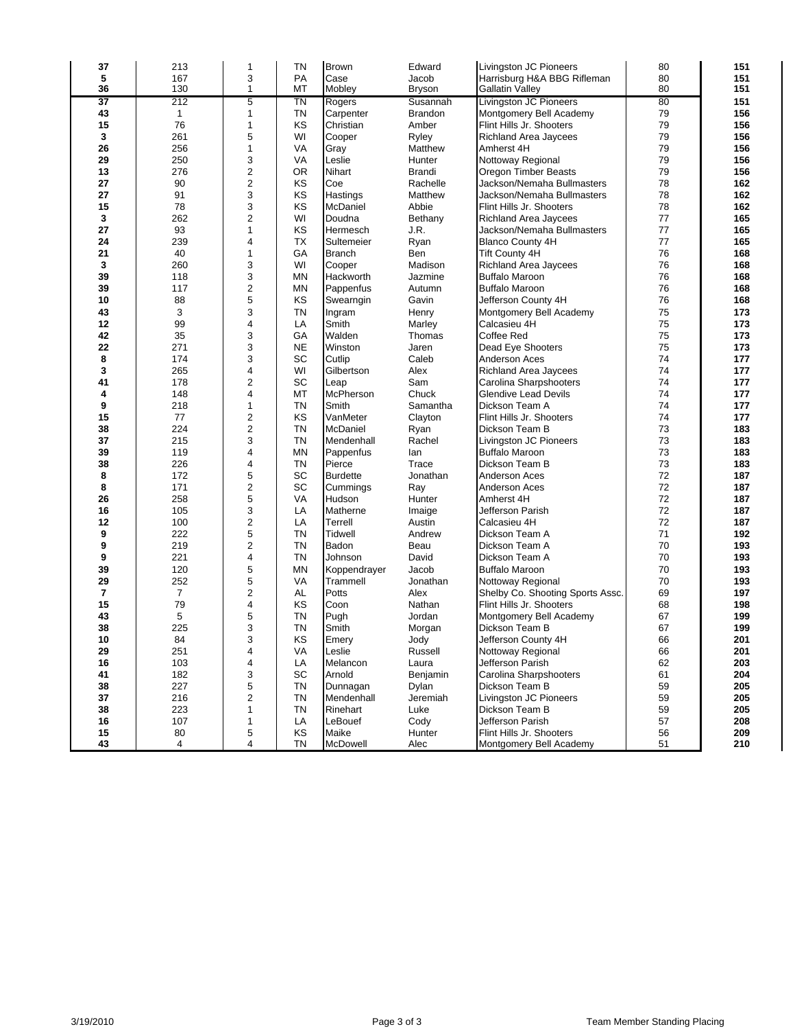| | | | | | | | | |
|---|---|---|---|---|---|---|---|---|
| **37** | 213 | 1 | TN | Brown | Edward | Livingston JC Pioneers | 80 | **151** |
| **5** | 167 | 3 | PA | Case | Jacob | Harrisburg H&A BBG Rifleman | 80 | **151** |
| **36** | 130 | 1 | MT | Mobley | Bryson | Gallatin Valley | 80 | **151** |
| **37** | 212 | 5 | TN | Rogers | Susannah | Livingston JC Pioneers | 80 | **151** |
| **43** | 1 | 1 | TN | Carpenter | Brandon | Montgomery Bell Academy | 79 | **156** |
| **15** | 76 | 1 | KS | Christian | Amber | Flint Hills Jr. Shooters | 79 | **156** |
| **3** | 261 | 5 | WI | Cooper | Ryley | Richland Area Jaycees | 79 | **156** |
| **26** | 256 | 1 | VA | Gray | Matthew | Amherst 4H | 79 | **156** |
| **29** | 250 | 3 | VA | Leslie | Hunter | Nottoway Regional | 79 | **156** |
| **13** | 276 | 2 | OR | Nihart | Brandi | Oregon Timber Beasts | 79 | **156** |
| **27** | 90 | 2 | KS | Coe | Rachelle | Jackson/Nemaha Bullmasters | 78 | **162** |
| **27** | 91 | 3 | KS | Hastings | Matthew | Jackson/Nemaha Bullmasters | 78 | **162** |
| **15** | 78 | 3 | KS | McDaniel | Abbie | Flint Hills Jr. Shooters | 78 | **162** |
| **3** | 262 | 2 | WI | Doudna | Bethany | Richland Area Jaycees | 77 | **165** |
| **27** | 93 | 1 | KS | Hermesch | J.R. | Jackson/Nemaha Bullmasters | 77 | **165** |
| **24** | 239 | 4 | TX | Sultemeier | Ryan | Blanco County 4H | 77 | **165** |
| **21** | 40 | 1 | GA | Branch | Ben | Tift County 4H | 76 | **168** |
| **3** | 260 | 3 | WI | Cooper | Madison | Richland Area Jaycees | 76 | **168** |
| **39** | 118 | 3 | MN | Hackworth | Jazmine | Buffalo Maroon | 76 | **168** |
| **39** | 117 | 2 | MN | Pappenfus | Autumn | Buffalo Maroon | 76 | **168** |
| **10** | 88 | 5 | KS | Swearngin | Gavin | Jefferson County 4H | 76 | **168** |
| **43** | 3 | 3 | TN | Ingram | Henry | Montgomery Bell Academy | 75 | **173** |
| **12** | 99 | 4 | LA | Smith | Marley | Calcasieu 4H | 75 | **173** |
| **42** | 35 | 3 | GA | Walden | Thomas | Coffee Red | 75 | **173** |
| **22** | 271 | 3 | NE | Winston | Jaren | Dead Eye Shooters | 75 | **173** |
| **8** | 174 | 3 | SC | Cutlip | Caleb | Anderson Aces | 74 | **177** |
| **3** | 265 | 4 | WI | Gilbertson | Alex | Richland Area Jaycees | 74 | **177** |
| **41** | 178 | 2 | SC | Leap | Sam | Carolina Sharpshooters | 74 | **177** |
| **4** | 148 | 4 | MT | McPherson | Chuck | Glendive Lead Devils | 74 | **177** |
| **9** | 218 | 1 | TN | Smith | Samantha | Dickson Team A | 74 | **177** |
| **15** | 77 | 2 | KS | VanMeter | Clayton | Flint Hills Jr. Shooters | 74 | **177** |
| **38** | 224 | 2 | TN | McDaniel | Ryan | Dickson Team B | 73 | **183** |
| **37** | 215 | 3 | TN | Mendenhall | Rachel | Livingston JC Pioneers | 73 | **183** |
| **39** | 119 | 4 | MN | Pappenfus | Ian | Buffalo Maroon | 73 | **183** |
| **38** | 226 | 4 | TN | Pierce | Trace | Dickson Team B | 73 | **183** |
| **8** | 172 | 5 | SC | Burdette | Jonathan | Anderson Aces | 72 | **187** |
| **8** | 171 | 2 | SC | Cummings | Ray | Anderson Aces | 72 | **187** |
| **26** | 258 | 5 | VA | Hudson | Hunter | Amherst 4H | 72 | **187** |
| **16** | 105 | 3 | LA | Matherne | Imaige | Jefferson Parish | 72 | **187** |
| **12** | 100 | 2 | LA | Terrell | Austin | Calcasieu 4H | 72 | **187** |
| **9** | 222 | 5 | TN | Tidwell | Andrew | Dickson Team A | 71 | **192** |
| **9** | 219 | 2 | TN | Badon | Beau | Dickson Team A | 70 | **193** |
| **9** | 221 | 4 | TN | Johnson | David | Dickson Team A | 70 | **193** |
| **39** | 120 | 5 | MN | Koppendrayer | Jacob | Buffalo Maroon | 70 | **193** |
| **29** | 252 | 5 | VA | Trammell | Jonathan | Nottoway Regional | 70 | **193** |
| **7** | 7 | 2 | AL | Potts | Alex | Shelby Co. Shooting Sports Assc. | 69 | **197** |
| **15** | 79 | 4 | KS | Coon | Nathan | Flint Hills Jr. Shooters | 68 | **198** |
| **43** | 5 | 5 | TN | Pugh | Jordan | Montgomery Bell Academy | 67 | **199** |
| **38** | 225 | 3 | TN | Smith | Morgan | Dickson Team B | 67 | **199** |
| **10** | 84 | 3 | KS | Emery | Jody | Jefferson County 4H | 66 | **201** |
| **29** | 251 | 4 | VA | Leslie | Russell | Nottoway Regional | 66 | **201** |
| **16** | 103 | 4 | LA | Melancon | Laura | Jefferson Parish | 62 | **203** |
| **41** | 182 | 3 | SC | Arnold | Benjamin | Carolina Sharpshooters | 61 | **204** |
| **38** | 227 | 5 | TN | Dunnagan | Dylan | Dickson Team B | 59 | **205** |
| **37** | 216 | 2 | TN | Mendenhall | Jeremiah | Livingston JC Pioneers | 59 | **205** |
| **38** | 223 | 1 | TN | Rinehart | Luke | Dickson Team B | 59 | **205** |
| **16** | 107 | 1 | LA | LeBouef | Cody | Jefferson Parish | 57 | **208** |
| **15** | 80 | 5 | KS | Maike | Hunter | Flint Hills Jr. Shooters | 56 | **209** |
| **43** | 4 | 4 | TN | McDowell | Alec | Montgomery Bell Academy | 51 | **210** |